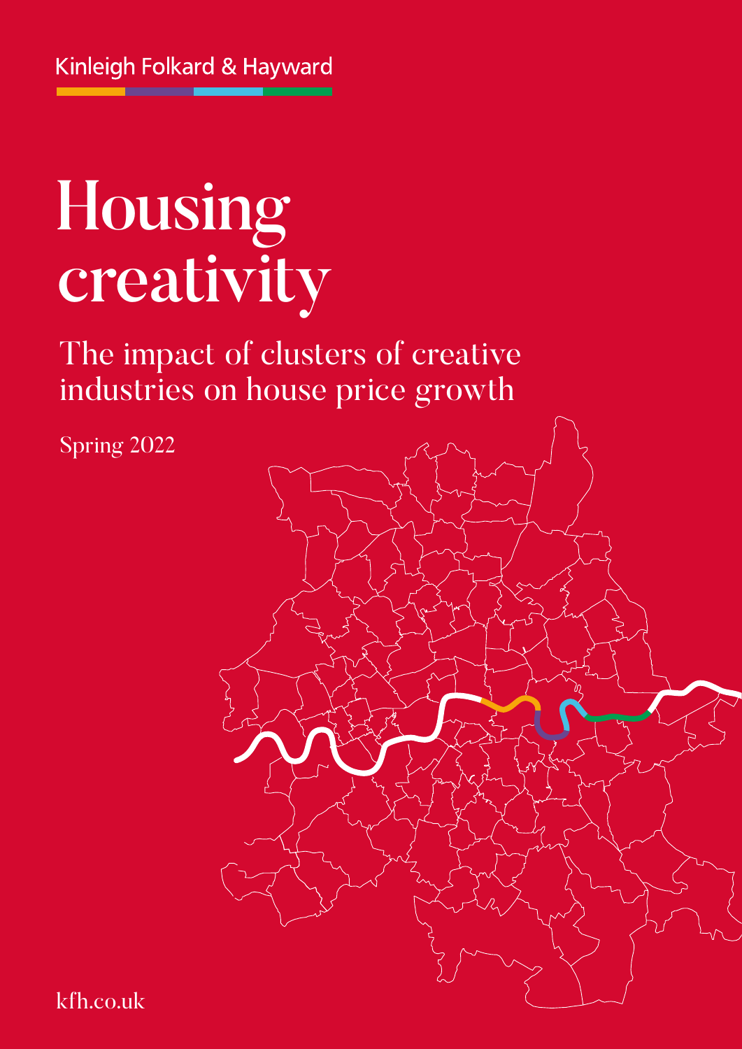Kinleigh Folkard & Hayward

# Housing creativity

## The impact of clusters of creative industries on house price growth

Spring 2022

kfh.co.uk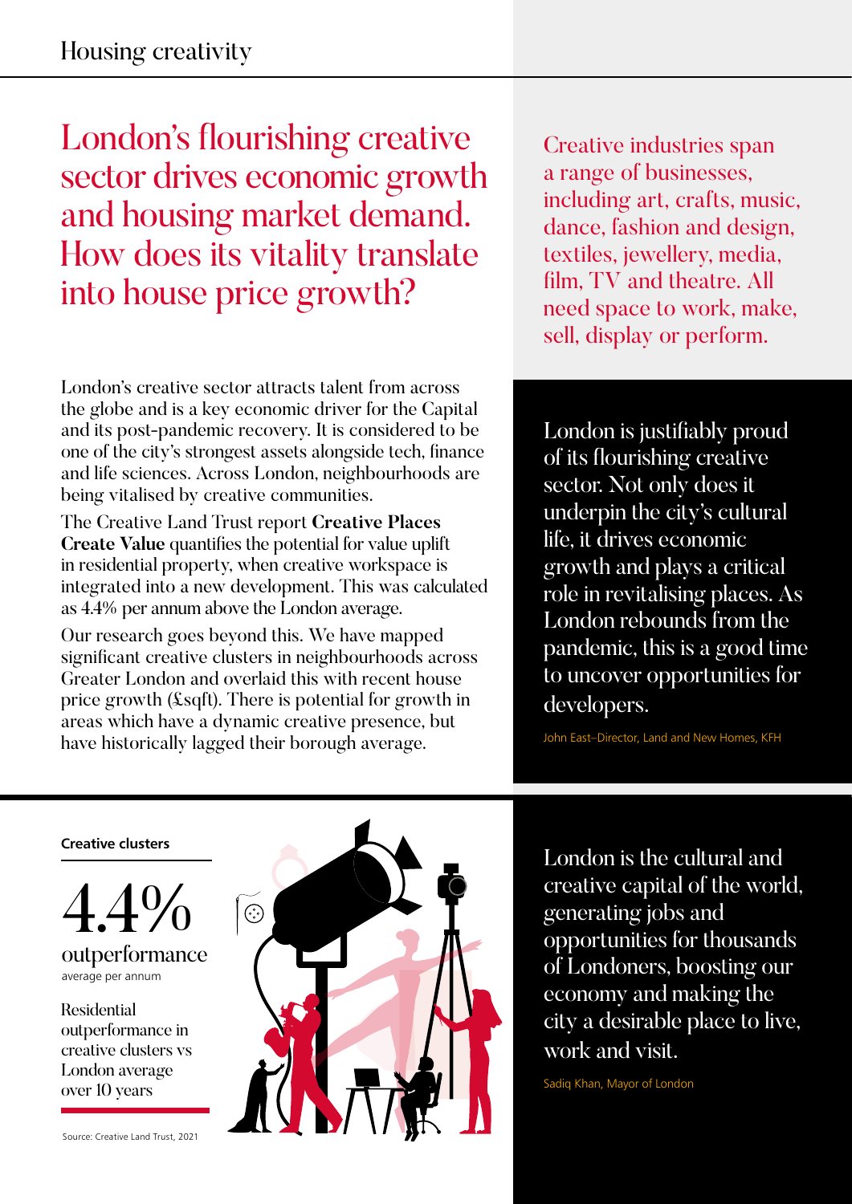Housing creativity

# London's flourishing creative sector drives economic growth and housing market demand. How does its vitality translate into house price growth?

London's creative sector attracts talent from across the globe and is a key economic driver for the Capital and its post-pandemic recovery. It is considered to be one of the city's strongest assets alongside tech, finance and life sciences. Across London, neighbourhoods are being vitalised by creative communities.

The Creative Land Trust report **Creative Places Create Value** quantifies the potential for value uplift in residential property, when creative workspace is integrated into a new development. This was calculated as 4.4% per annum above the London average.

Our research goes beyond this. We have mapped significant creative clusters in neighbourhoods across Greater London and overlaid this with recent house price growth (£sqft). There is potential for growth in areas which have a dynamic creative presence, but have historically lagged their borough average.

Creative industries span a range of businesses, including art, crafts, music, dance, fashion and design, textiles, jewellery, media, film, TV and theatre. All need space to work, make, sell, display or perform.

London is justifiably proud of its flourishing creative sector. Not only does it underpin the city's cultural life, it drives economic growth and plays a critical role in revitalising places. As London rebounds from the pandemic, this is a good time to uncover opportunities for developers.

John East–Director, Land and New Homes, KFH

**Creative clusters**

4.4%
outperformance
average per annum

Residential outperformance in creative clusters vs London average over 10 years

Source: Creative Land Trust, 2021

London is the cultural and creative capital of the world, generating jobs and opportunities for thousands of Londoners, boosting our economy and making the city a desirable place to live, work and visit.

Sadiq Khan, Mayor of London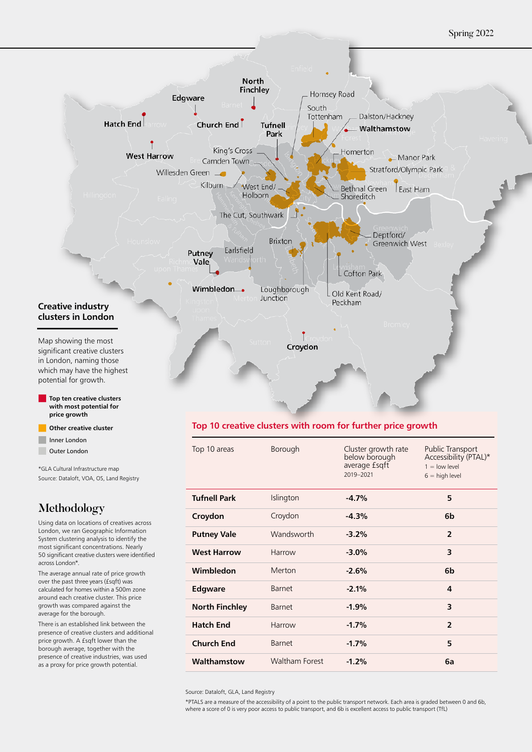## Creative industry clusters in London

Map showing the most significant creative clusters in London, naming those which may have the highest potential for growth.

- Top ten creative clusters with most potential for price growth
- Other creative cluster
- Inner London
- Outer London

*GLA Cultural Infrastructure map

Source: Dataloft, VOA, OS, Land Registry

## Methodology

Using data on locations of creatives across London, we ran Geographic Information System clustering analysis to identify the most significant concentrations. Nearly 50 significant creative clusters were identified across London*.

The average annual rate of price growth over the past three years (£sqft) was calculated for homes within a 500m zone around each creative cluster. This price growth was compared against the average for the borough.

There is an established link between the presence of creative clusters and additional price growth. A £sqft lower than the borough average, together with the presence of creative industries, was used as a proxy for price growth potential.

### Top 10 creative clusters with room for further price growth

| Top 10 areas | Borough | Cluster growth rate below borough average £sqft 2019–2021 | Public Transport Accessibility (PTAL)* 1 = low level 6 = high level |
|---|---|---|---|
| **Tufnell Park** | Islington | **-4.7%** | **5** |
| **Croydon** | Croydon | **-4.3%** | **6b** |
| **Putney Vale** | Wandsworth | **-3.2%** | **2** |
| **West Harrow** | Harrow | **-3.0%** | **3** |
| **Wimbledon** | Merton | **-2.6%** | **6b** |
| **Edgware** | Barnet | **-2.1%** | **4** |
| **North Finchley** | Barnet | **-1.9%** | **3** |
| **Hatch End** | Harrow | **-1.7%** | **2** |
| **Church End** | Barnet | **-1.7%** | **5** |
| **Walthamstow** | Waltham Forest | **-1.2%** | **6a** |

Source: Dataloft, GLA, Land Registry

*PTALS are a measure of the accessibility of a point to the public transport network. Each area is graded between 0 and 6b, where a score of 0 is very poor access to public transport, and 6b is excellent access to public transport (TfL)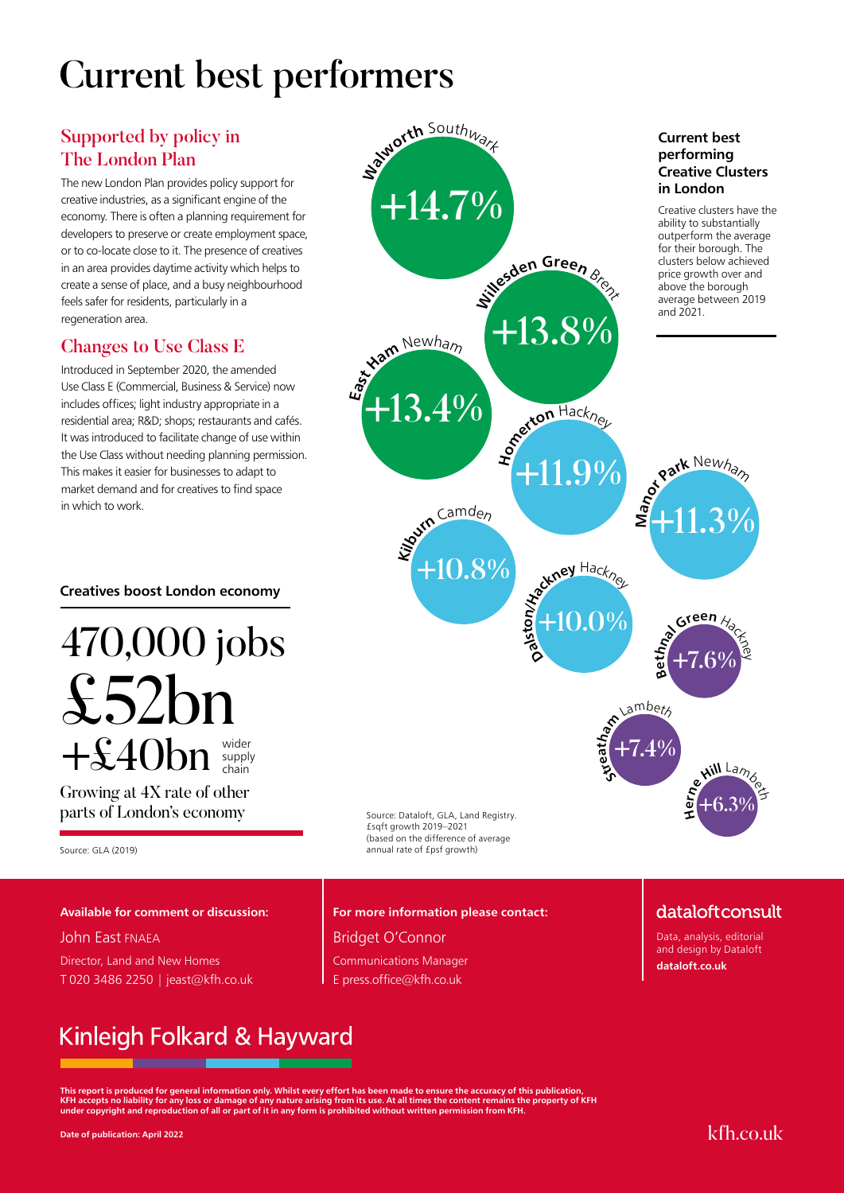# Current best performers

## Supported by policy in The London Plan

The new London Plan provides policy support for creative industries, as a significant engine of the economy. There is often a planning requirement for developers to preserve or create employment space, or to co-locate close to it. The presence of creatives in an area provides daytime activity which helps to create a sense of place, and a busy neighbourhood feels safer for residents, particularly in a regeneration area.

## Changes to Use Class E

Introduced in September 2020, the amended Use Class E (Commercial, Business & Service) now includes offices; light industry appropriate in a residential area; R&D; shops; restaurants and cafés. It was introduced to facilitate change of use within the Use Class without needing planning permission. This makes it easier for businesses to adapt to market demand and for creatives to find space in which to work.

**Creatives boost London economy**

470,000 jobs

£52bn

+£40bn wider supply chain

Growing at 4X rate of other parts of London's economy

Source: GLA (2019)

**Walworth** Southwark +14.7%

**Willesden Green** Brent +13.8%

**East Ham** Newham +13.4%

**Homerton** Hackney +11.9%

**Manor Park** Newham +11.3%

**Kilburn** Camden +10.8%

**Dalston/Hackney** Hackney +10.0%

**Bethnal Green** Hackney +7.6%

**Streatham** Lambeth +7.4%

**Herne Hill** Lambeth +6.3%

Source: Dataloft, GLA, Land Registry. £sqft growth 2019–2021 (based on the difference of average annual rate of £psf growth)

### Current best performing Creative Clusters in London

Creative clusters have the ability to substantially outperform the average for their borough. The clusters below achieved price growth over and above the borough average between 2019 and 2021.

**Available for comment or discussion:**

John East FNAEA

Director, Land and New Homes

T 020 3486 2250 | jeast@kfh.co.uk

**For more information please contact:**

Bridget O'Connor

Communications Manager

E press.office@kfh.co.uk

dataloftconsult

Data, analysis, editorial and design by Dataloft

**dataloft.co.uk**

Kinleigh Folkard & Hayward

**This report is produced for general information only. Whilst every effort has been made to ensure the accuracy of this publication, KFH accepts no liability for any loss or damage of any nature arising from its use. At all times the content remains the property of KFH under copyright and reproduction of all or part of it in any form is prohibited without written permission from KFH.**

**Date of publication: April 2022**

kfh.co.uk